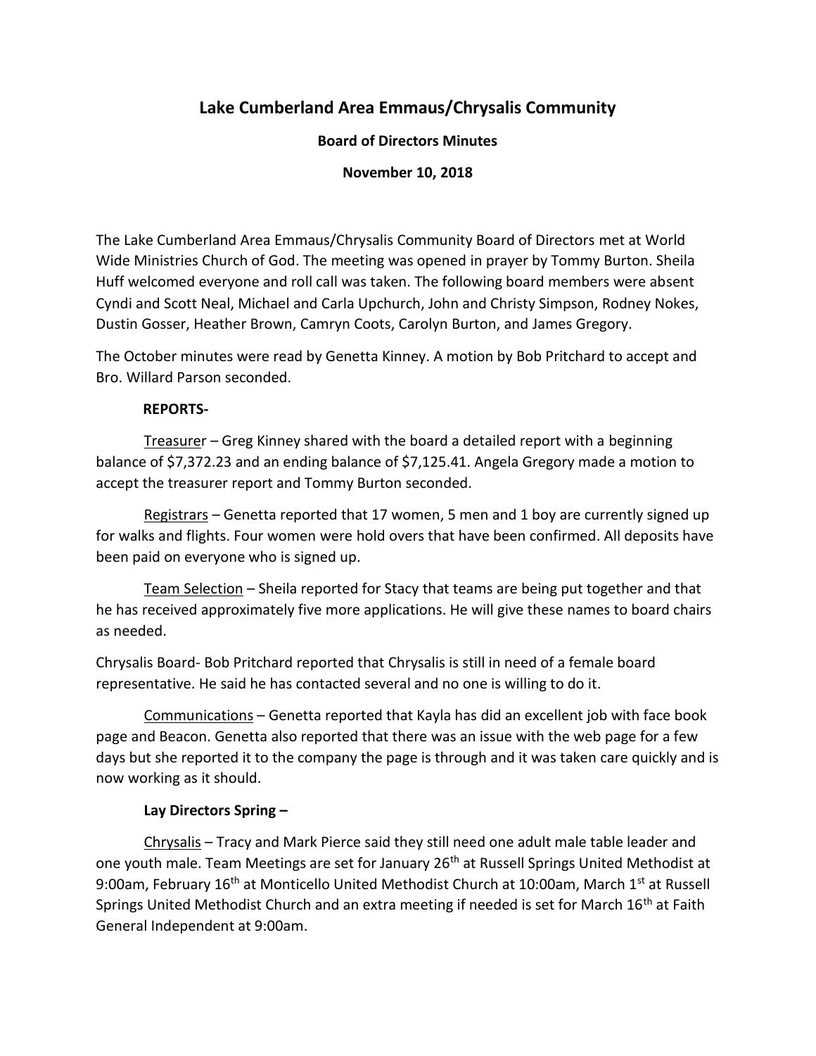# Lake Cumberland Area Emmaus/Chrysalis Community

**Board of Directors Minutes**

**November 10, 2018**

The Lake Cumberland Area Emmaus/Chrysalis Community Board of Directors met at World Wide Ministries Church of God. The meeting was opened in prayer by Tommy Burton. Sheila Huff welcomed everyone and roll call was taken. The following board members were absent Cyndi and Scott Neal, Michael and Carla Upchurch, John and Christy Simpson, Rodney Nokes, Dustin Gosser, Heather Brown, Camryn Coots, Carolyn Burton, and James Gregory.

The October minutes were read by Genetta Kinney. A motion by Bob Pritchard to accept and Bro. Willard Parson seconded.

**REPORTS-**

Treasurer – Greg Kinney shared with the board a detailed report with a beginning balance of $7,372.23 and an ending balance of $7,125.41. Angela Gregory made a motion to accept the treasurer report and Tommy Burton seconded.

Registrars – Genetta reported that 17 women, 5 men and 1 boy are currently signed up for walks and flights. Four women were hold overs that have been confirmed. All deposits have been paid on everyone who is signed up.

Team Selection – Sheila reported for Stacy that teams are being put together and that he has received approximately five more applications. He will give these names to board chairs as needed.

Chrysalis Board- Bob Pritchard reported that Chrysalis is still in need of a female board representative. He said he has contacted several and no one is willing to do it.

Communications – Genetta reported that Kayla has did an excellent job with face book page and Beacon. Genetta also reported that there was an issue with the web page for a few days but she reported it to the company the page is through and it was taken care quickly and is now working as it should.

**Lay Directors Spring –**

Chrysalis – Tracy and Mark Pierce said they still need one adult male table leader and one youth male. Team Meetings are set for January 26th at Russell Springs United Methodist at 9:00am, February 16th at Monticello United Methodist Church at 10:00am, March 1st at Russell Springs United Methodist Church and an extra meeting if needed is set for March 16th at Faith General Independent at 9:00am.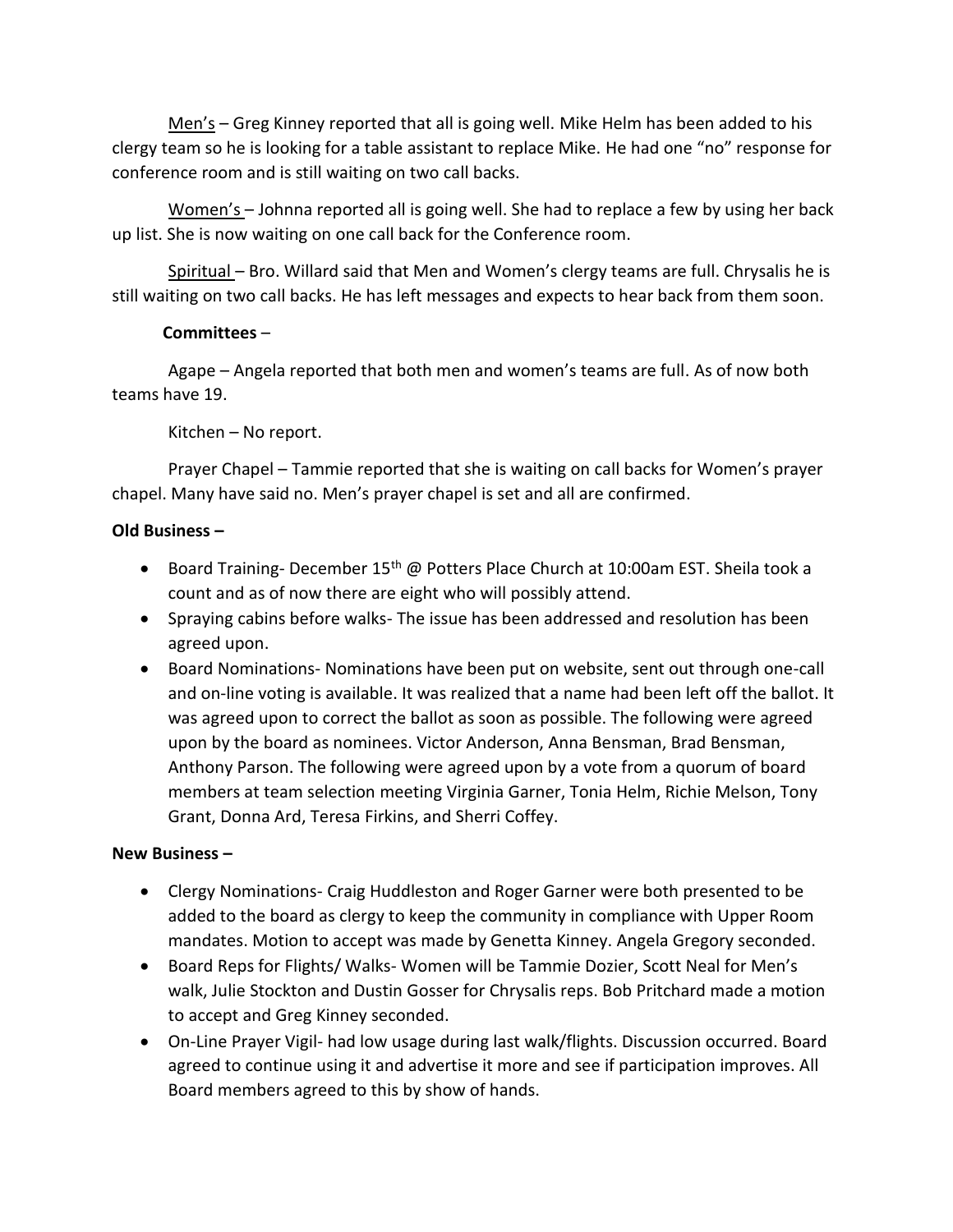<u>Men's</u> – Greg Kinney reported that all is going well. Mike Helm has been added to his clergy team so he is looking for a table assistant to replace Mike. He had one "no" response for conference room and is still waiting on two call backs.

<u>Women's</u> – Johnna reported all is going well. She had to replace a few by using her back up list. She is now waiting on one call back for the Conference room.

<u>Spiritual</u> – Bro. Willard said that Men and Women's clergy teams are full. Chrysalis he is still waiting on two call backs. He has left messages and expects to hear back from them soon.

**Committees** –

Agape – Angela reported that both men and women's teams are full. As of now both teams have 19.

Kitchen – No report.

Prayer Chapel – Tammie reported that she is waiting on call backs for Women's prayer chapel. Many have said no. Men's prayer chapel is set and all are confirmed.

**Old Business –**

- Board Training- December 15th @ Potters Place Church at 10:00am EST. Sheila took a count and as of now there are eight who will possibly attend.
- Spraying cabins before walks- The issue has been addressed and resolution has been agreed upon.
- Board Nominations- Nominations have been put on website, sent out through one-call and on-line voting is available. It was realized that a name had been left off the ballot. It was agreed upon to correct the ballot as soon as possible. The following were agreed upon by the board as nominees. Victor Anderson, Anna Bensman, Brad Bensman, Anthony Parson. The following were agreed upon by a vote from a quorum of board members at team selection meeting Virginia Garner, Tonia Helm, Richie Melson, Tony Grant, Donna Ard, Teresa Firkins, and Sherri Coffey.

**New Business –**

- Clergy Nominations- Craig Huddleston and Roger Garner were both presented to be added to the board as clergy to keep the community in compliance with Upper Room mandates. Motion to accept was made by Genetta Kinney. Angela Gregory seconded.
- Board Reps for Flights/ Walks- Women will be Tammie Dozier, Scott Neal for Men's walk, Julie Stockton and Dustin Gosser for Chrysalis reps. Bob Pritchard made a motion to accept and Greg Kinney seconded.
- On-Line Prayer Vigil- had low usage during last walk/flights. Discussion occurred. Board agreed to continue using it and advertise it more and see if participation improves. All Board members agreed to this by show of hands.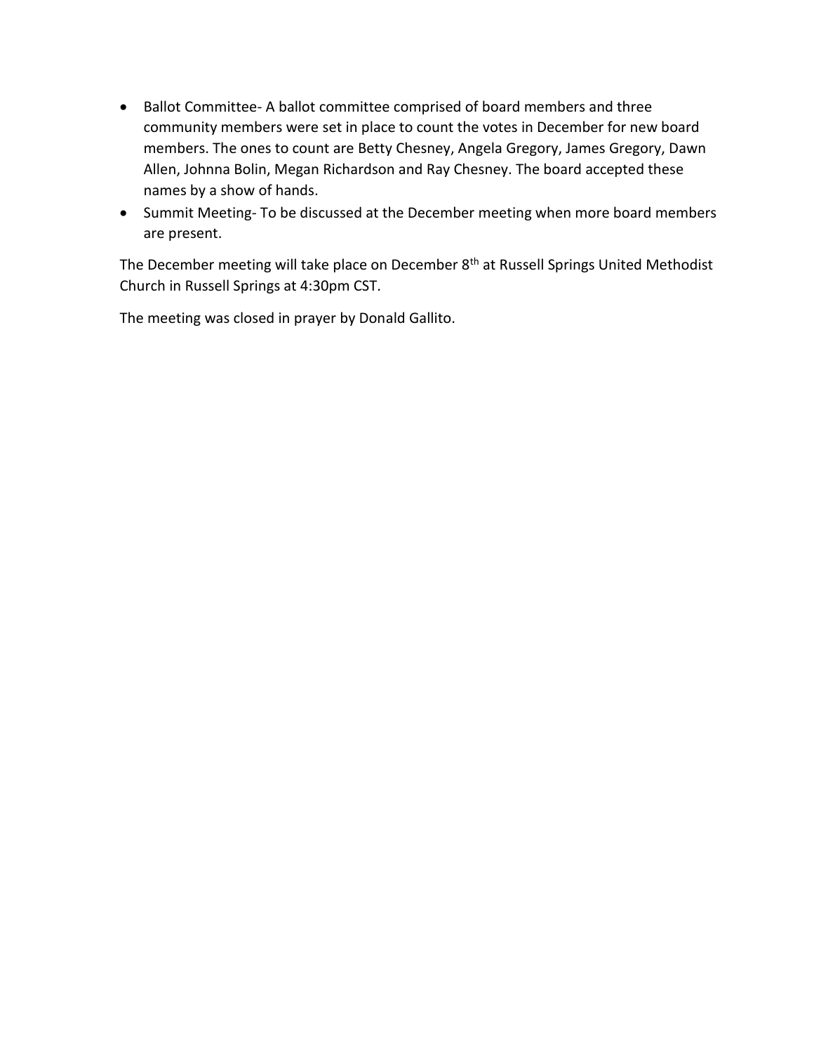- Ballot Committee- A ballot committee comprised of board members and three community members were set in place to count the votes in December for new board members. The ones to count are Betty Chesney, Angela Gregory, James Gregory, Dawn Allen, Johnna Bolin, Megan Richardson and Ray Chesney. The board accepted these names by a show of hands.
- Summit Meeting- To be discussed at the December meeting when more board members are present.

The December meeting will take place on December 8th at Russell Springs United Methodist Church in Russell Springs at 4:30pm CST.

The meeting was closed in prayer by Donald Gallito.